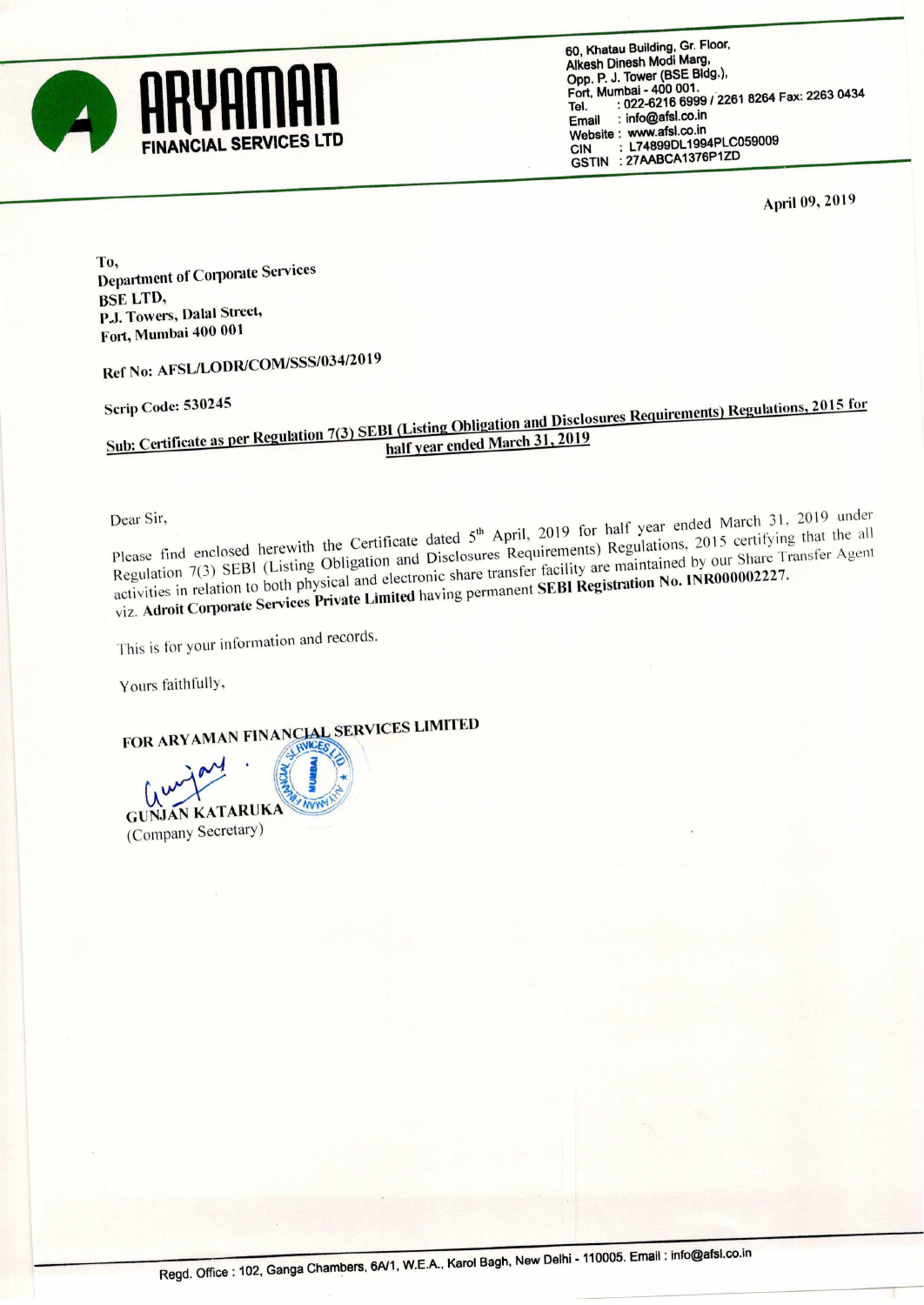**ARYAMAN FINANCIAL SERVICES LTD**

60, Khatau Building, Gr. Floor,
Alkesh Dinesh Modi Marg,
Opp. P. J. Tower (BSE Bldg.),
Fort, Mumbai - 400 001.
Tel. : 022-6216 6999 / 2261 8264 Fax: 2263 0434
Email : info@afsl.co.in
Website : www.afsl.co.in
CIN : L74899DL1994PLC059009
GSTIN : 27AABCA1376P1ZD

April 09, 2019

To,
Department of Corporate Services
BSE LTD,
P.J. Towers, Dalal Street,
Fort, Mumbai 400 001

Ref No: AFSL/LODR/COM/SSS/034/2019

Scrip Code: 530245

**Sub: Certificate as per Regulation 7(3) SEBI (Listing Obligation and Disclosures Requirements) Regulations, 2015 for half year ended March 31, 2019**

Dear Sir,

Please find enclosed herewith the Certificate dated 5th April, 2019 for half year ended March 31, 2019 under Regulation 7(3) SEBI (Listing Obligation and Disclosures Requirements) Regulations, 2015 certifying that the all activities in relation to both physical and electronic share transfer facility are maintained by our Share Transfer Agent viz. **Adroit Corporate Services Private Limited** having permanent **SEBI Registration No. INR000002227.**

This is for your information and records.

Yours faithfully,

FOR ARYAMAN FINANCIAL SERVICES LIMITED

GUNJAN KATARUKA
(Company Secretary)

Regd. Office : 102, Ganga Chambers, 6A/1, W.E.A., Karol Bagh, New Delhi - 110005. Email : info@afsl.co.in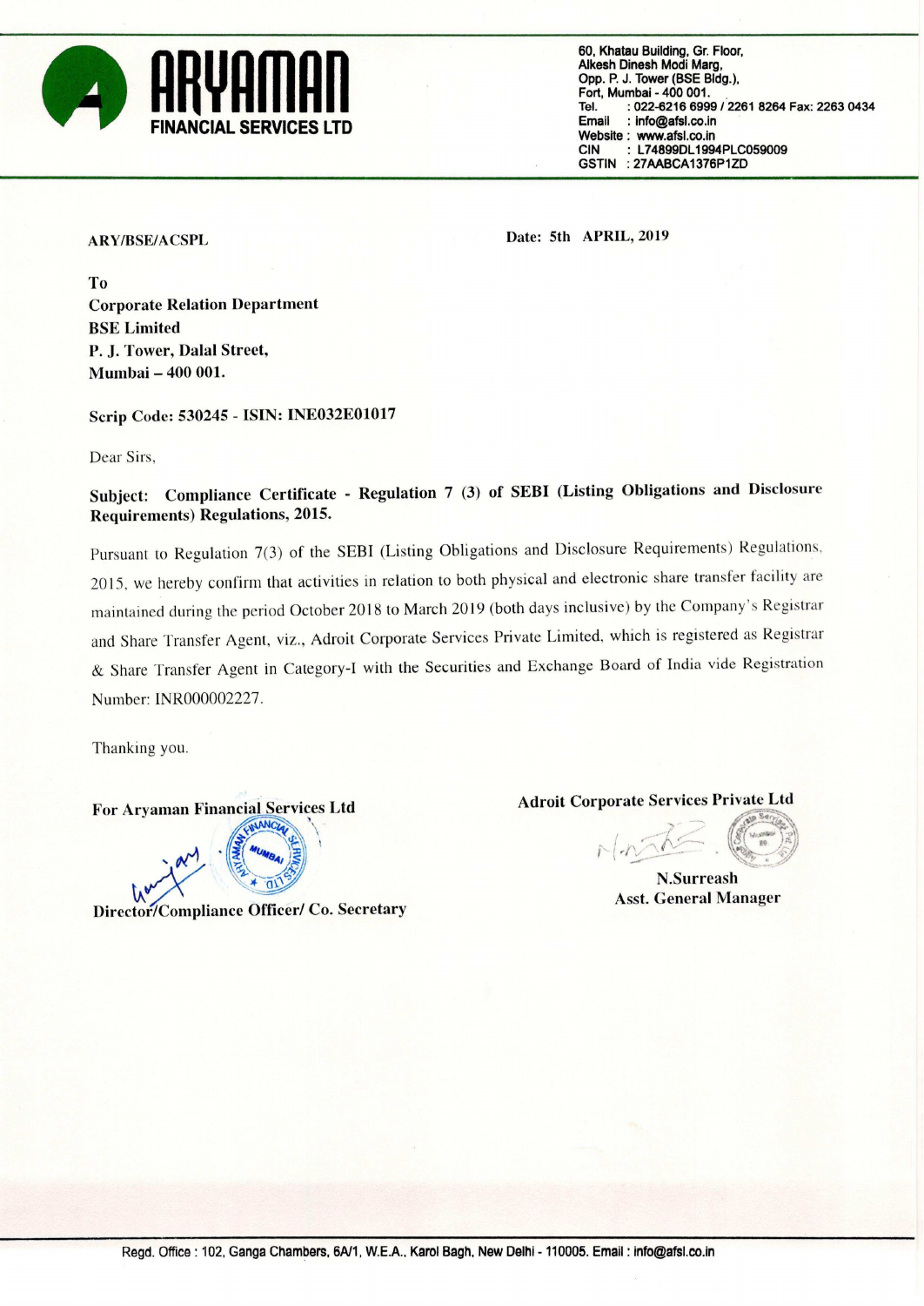**ARYAMAN**
**FINANCIAL SERVICES LTD**

60, Khatau Building, Gr. Floor,
Alkesh Dinesh Modi Marg,
Opp. P. J. Tower (BSE Bldg.),
Fort, Mumbai - 400 001.
Tel. : 022-6216 6999 / 2261 8264 Fax: 2263 0434
Email : info@afsl.co.in
Website : www.afsl.co.in
CIN : L74899DL1994PLC059009
GSTIN : 27AABCA1376P1ZD

**ARY/BSE/ACSPL** **Date: 5th APRIL, 2019**

**To**
**Corporate Relation Department**
**BSE Limited**
**P. J. Tower, Dalal Street,**
**Mumbai – 400 001.**

**Scrip Code: 530245 - ISIN: INE032E01017**

Dear Sirs,

**Subject: Compliance Certificate - Regulation 7 (3) of SEBI (Listing Obligations and Disclosure Requirements) Regulations, 2015.**

Pursuant to Regulation 7(3) of the SEBI (Listing Obligations and Disclosure Requirements) Regulations, 2015, we hereby confirm that activities in relation to both physical and electronic share transfer facility are maintained during the period October 2018 to March 2019 (both days inclusive) by the Company's Registrar and Share Transfer Agent, viz., Adroit Corporate Services Private Limited, which is registered as Registrar & Share Transfer Agent in Category-I with the Securities and Exchange Board of India vide Registration Number: INR000002227.

Thanking you.

**For Aryaman Financial Services Ltd**

**Director/Compliance Officer/ Co. Secretary**

**Adroit Corporate Services Private Ltd**

**N.Surreash**
**Asst. General Manager**

Regd. Office : 102, Ganga Chambers, 6A/1, W.E.A., Karol Bagh, New Delhi - 110005. Email : info@afsl.co.in